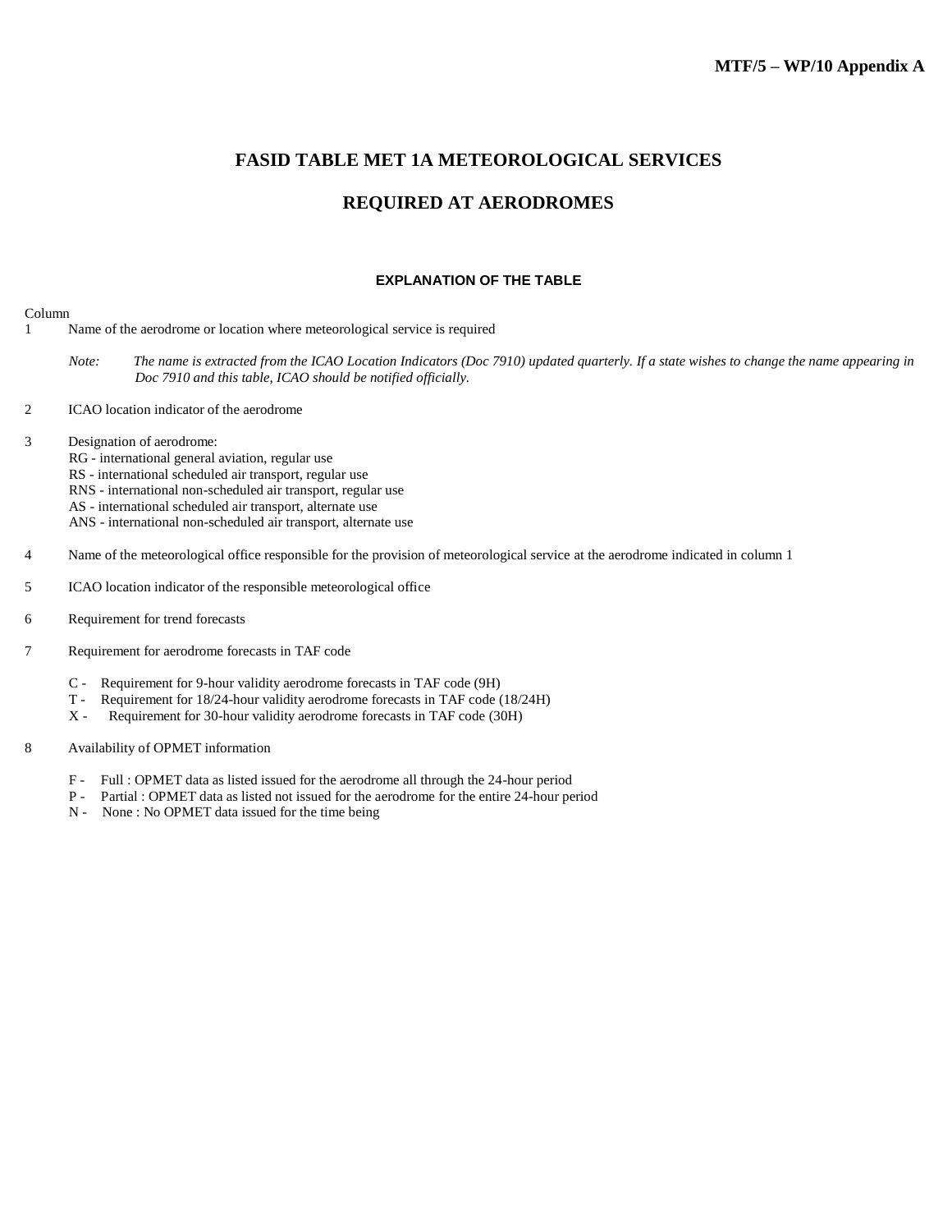**MTF/5 – WP/10 Appendix A**

# FASID TABLE MET 1A METEOROLOGICAL SERVICES

# REQUIRED AT AERODROMES

### EXPLANATION OF THE TABLE

Column

1 Name of the aerodrome or location where meteorological service is required

*Note: The name is extracted from the ICAO Location Indicators (Doc 7910) updated quarterly. If a state wishes to change the name appearing in Doc 7910 and this table, ICAO should be notified officially.*

2 ICAO location indicator of the aerodrome

3 Designation of aerodrome:
RG - international general aviation, regular use
RS - international scheduled air transport, regular use
RNS - international non-scheduled air transport, regular use
AS - international scheduled air transport, alternate use
ANS - international non-scheduled air transport, alternate use

4 Name of the meteorological office responsible for the provision of meteorological service at the aerodrome indicated in column 1

5 ICAO location indicator of the responsible meteorological office

6 Requirement for trend forecasts

7 Requirement for aerodrome forecasts in TAF code

C - Requirement for 9-hour validity aerodrome forecasts in TAF code (9H)
T - Requirement for 18/24-hour validity aerodrome forecasts in TAF code (18/24H)
X - Requirement for 30-hour validity aerodrome forecasts in TAF code (30H)

8 Availability of OPMET information

F - Full : OPMET data as listed issued for the aerodrome all through the 24-hour period
P - Partial : OPMET data as listed not issued for the aerodrome for the entire 24-hour period
N - None : No OPMET data issued for the time being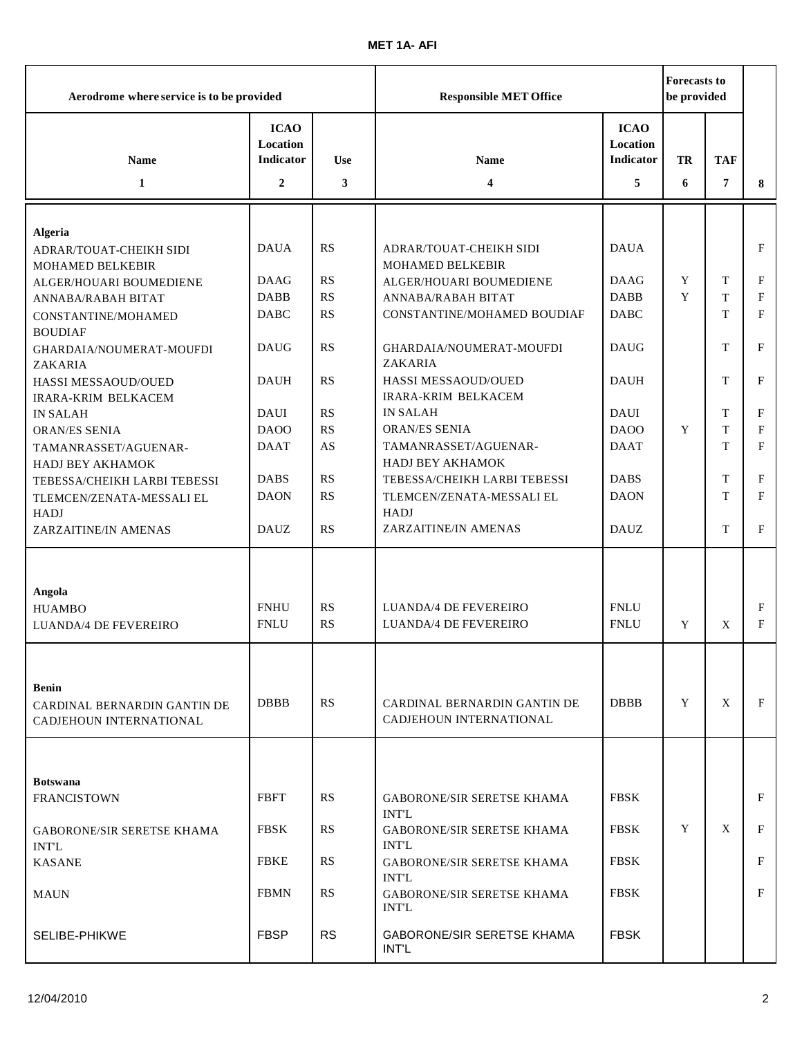**MET 1A- AFI**

| Aerodrome where service is to be provided | | | Responsible MET Office | | Forecasts to be provided | | |
|---|---|---|---|---|---|---|---|
| Name | ICAO Location Indicator | Use | Name | ICAO Location Indicator | TR | TAF | |
| 1 | 2 | 3 | 4 | 5 | 6 | 7 | 8 |
| **Algeria** | | | | | | | |
| ADRAR/TOUAT-CHEIKH SIDI MOHAMED BELKEBIR | DAUA | RS | ADRAR/TOUAT-CHEIKH SIDI MOHAMED BELKEBIR | DAUA | | | F |
| ALGER/HOUARI BOUMEDIENE | DAAG | RS | ALGER/HOUARI BOUMEDIENE | DAAG | Y | T | F |
| ANNABA/RABAH BITAT | DABB | RS | ANNABA/RABAH BITAT | DABB | Y | T | F |
| CONSTANTINE/MOHAMED BOUDIAF | DABC | RS | CONSTANTINE/MOHAMED BOUDIAF | DABC | | T | F |
| GHARDAIA/NOUMERAT-MOUFDI ZAKARIA | DAUG | RS | GHARDAIA/NOUMERAT-MOUFDI ZAKARIA | DAUG | | T | F |
| HASSI MESSAOUD/OUED IRARA-KRIM BELKACEM | DAUH | RS | HASSI MESSAOUD/OUED IRARA-KRIM BELKACEM | DAUH | | T | F |
| IN SALAH | DAUI | RS | IN SALAH | DAUI | | T | F |
| ORAN/ES SENIA | DAOO | RS | ORAN/ES SENIA | DAOO | Y | T | F |
| TAMANRASSET/AGUENAR-HADJ BEY AKHAMOK | DAAT | AS | TAMANRASSET/AGUENAR-HADJ BEY AKHAMOK | DAAT | | T | F |
| TEBESSA/CHEIKH LARBI TEBESSI | DABS | RS | TEBESSA/CHEIKH LARBI TEBESSI | DABS | | T | F |
| TLEMCEN/ZENATA-MESSALI EL HADJ | DAON | RS | TLEMCEN/ZENATA-MESSALI EL HADJ | DAON | | T | F |
| ZARZAITINE/IN AMENAS | DAUZ | RS | ZARZAITINE/IN AMENAS | DAUZ | | T | F |
| **Angola** | | | | | | | |
| HUAMBO | FNHU | RS | LUANDA/4 DE FEVEREIRO | FNLU | | | F |
| LUANDA/4 DE FEVEREIRO | FNLU | RS | LUANDA/4 DE FEVEREIRO | FNLU | Y | X | F |
| **Benin** | | | | | | | |
| CARDINAL BERNARDIN GANTIN DE CADJEHOUN INTERNATIONAL | DBBB | RS | CARDINAL BERNARDIN GANTIN DE CADJEHOUN INTERNATIONAL | DBBB | Y | X | F |
| **Botswana** | | | | | | | |
| FRANCISTOWN | FBFT | RS | GABORONE/SIR SERETSE KHAMA INT'L | FBSK | | | F |
| GABORONE/SIR SERETSE KHAMA INT'L | FBSK | RS | GABORONE/SIR SERETSE KHAMA INT'L | FBSK | Y | X | F |
| KASANE | FBKE | RS | GABORONE/SIR SERETSE KHAMA INT'L | FBSK | | | F |
| MAUN | FBMN | RS | GABORONE/SIR SERETSE KHAMA INT'L | FBSK | | | F |
| SELIBE-PHIKWE | FBSP | RS | GABORONE/SIR SERETSE KHAMA INT'L | FBSK | | | |

12/04/2010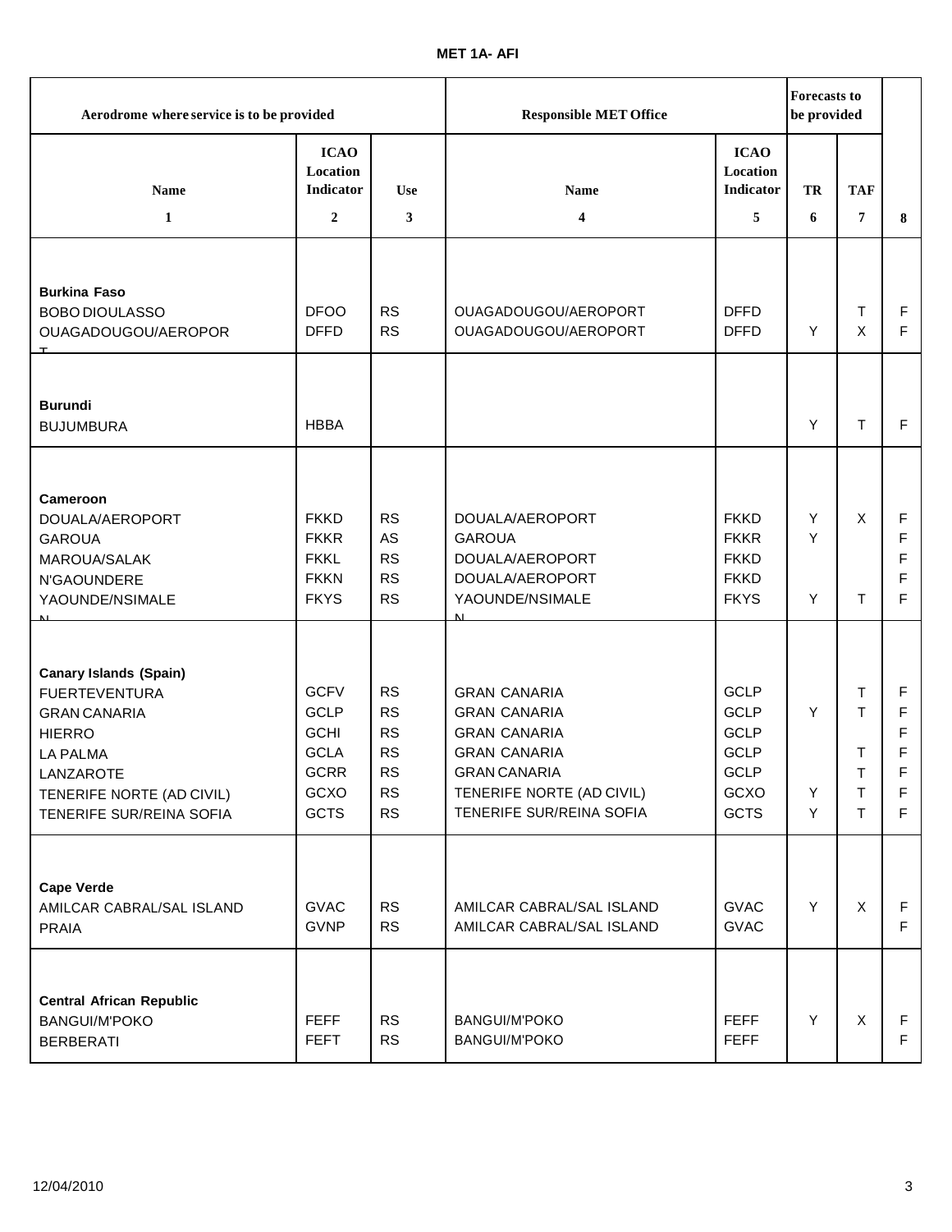**MET 1A- AFI**

| Aerodrome where service is to be provided | | | Responsible MET Office | | Forecasts to be provided | | |
|---|---|---|---|---|---|---|---|
| Name<br>1 | ICAO Location Indicator<br>2 | Use<br>3 | Name<br>4 | ICAO Location Indicator<br>5 | TR<br>6 | TAF<br>7 | 8 |
| **Burkina Faso** | | | | | | | |
| BOBO DIOULASSO | DFOO | RS | OUAGADOUGOU/AEROPORT | DFFD | | T | F |
| OUAGADOUGOU/AEROPORT | DFFD | RS | OUAGADOUGOU/AEROPORT | DFFD | Y | X | F |
| **Burundi** | | | | | | | |
| BUJUMBURA | HBBA | | | | Y | T | F |
| **Cameroon** | | | | | | | |
| DOUALA/AEROPORT | FKKD | RS | DOUALA/AEROPORT | FKKD | Y | X | F |
| GAROUA | FKKR | AS | GAROUA | FKKR | Y | | F |
| MAROUA/SALAK | FKKL | RS | DOUALA/AEROPORT | FKKD | | | F |
| N'GAOUNDERE | FKKN | RS | DOUALA/AEROPORT | FKKD | | | F |
| YAOUNDE/NSIMALEN | FKYS | RS | YAOUNDE/NSIMALEN | FKYS | Y | T | F |
| **Canary Islands (Spain)** | | | | | | | |
| FUERTEVENTURA | GCFV | RS | GRAN CANARIA | GCLP | | T | F |
| GRAN CANARIA | GCLP | RS | GRAN CANARIA | GCLP | Y | T | F |
| HIERRO | GCHI | RS | GRAN CANARIA | GCLP | | | F |
| LA PALMA | GCLA | RS | GRAN CANARIA | GCLP | | T | F |
| LANZAROTE | GCRR | RS | GRAN CANARIA | GCLP | | T | F |
| TENERIFE NORTE (AD CIVIL) | GCXO | RS | TENERIFE NORTE (AD CIVIL) | GCXO | Y | T | F |
| TENERIFE SUR/REINA SOFIA | GCTS | RS | TENERIFE SUR/REINA SOFIA | GCTS | Y | T | F |
| **Cape Verde** | | | | | | | |
| AMILCAR CABRAL/SAL ISLAND | GVAC | RS | AMILCAR CABRAL/SAL ISLAND | GVAC | Y | X | F |
| PRAIA | GVNP | RS | AMILCAR CABRAL/SAL ISLAND | GVAC | | | F |
| **Central African Republic** | | | | | | | |
| BANGUI/M'POKO | FEFF | RS | BANGUI/M'POKO | FEFF | Y | X | F |
| BERBERATI | FEFT | RS | BANGUI/M'POKO | FEFF | | | F |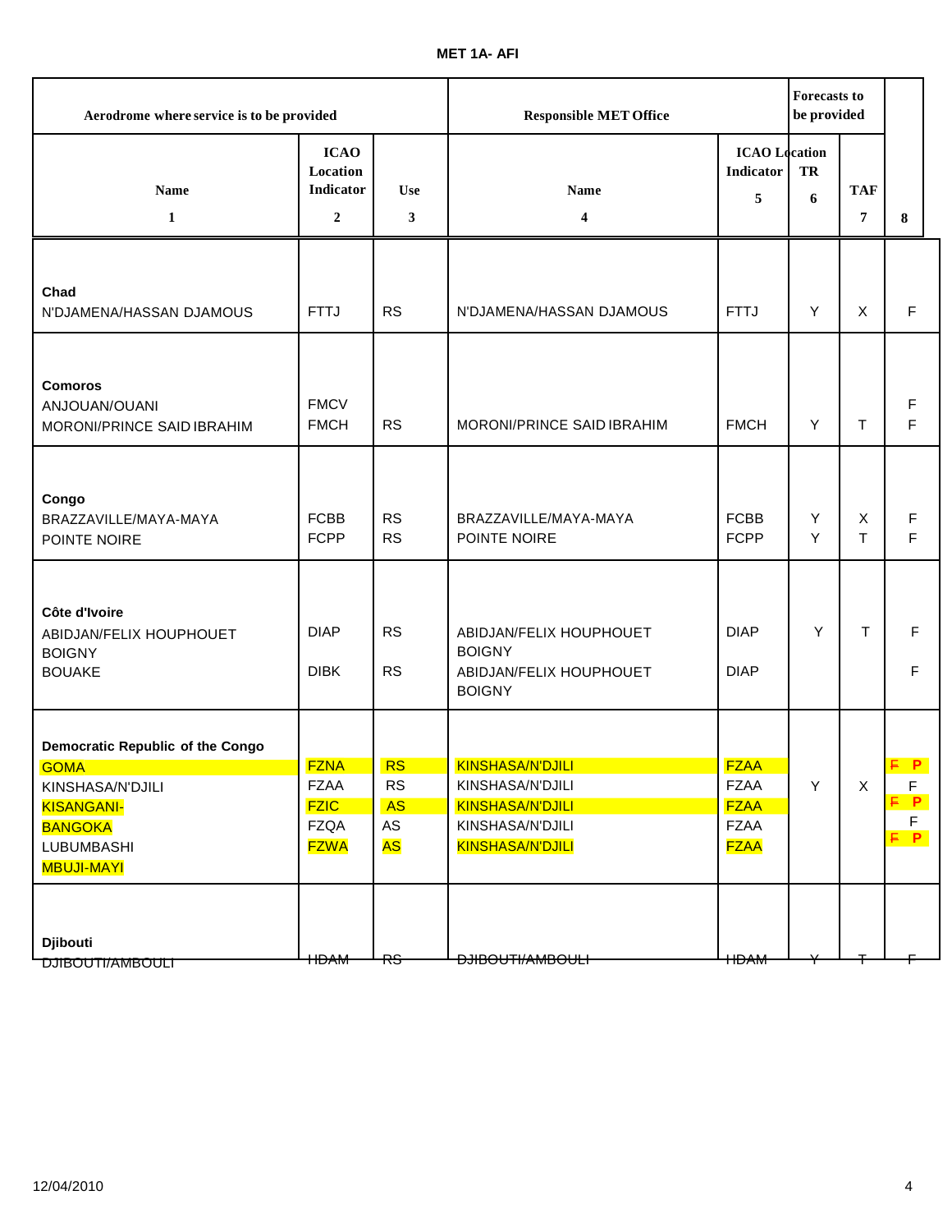**MET 1A- AFI**

| Aerodrome where service is to be provided | | | Responsible MET Office | | Forecasts to be provided | | |
|---|---|---|---|---|---|---|---|
| Name<br>1 | ICAO Location Indicator<br>2 | Use<br>3 | Name<br>4 | ICAO Location Indicator<br>5 | TR<br>6 | TAF<br>7 | 8 |
| **Chad**<br>N'DJAMENA/HASSAN DJAMOUS | FTTJ | RS | N'DJAMENA/HASSAN DJAMOUS | FTTJ | Y | X | F |
| **Comoros**<br>ANJOUAN/OUANI<br>MORONI/PRINCE SAID IBRAHIM | FMCV<br>FMCH | RS | MORONI/PRINCE SAID IBRAHIM | FMCH | Y | T | F<br>F |
| **Congo**<br>BRAZZAVILLE/MAYA-MAYA<br>POINTE NOIRE | FCBB<br>FCPP | RS<br>RS | BRAZZAVILLE/MAYA-MAYA<br>POINTE NOIRE | FCBB<br>FCPP | Y<br>Y | X<br>T | F<br>F |
| **Côte d'Ivoire**<br>ABIDJAN/FELIX HOUPHOUET BOIGNY<br>BOUAKE | DIAP<br>DIBK | RS<br>RS | ABIDJAN/FELIX HOUPHOUET BOIGNY<br>ABIDJAN/FELIX HOUPHOUET BOIGNY | DIAP<br>DIAP | Y | T | F<br>F |
| **Democratic Republic of the Congo**<br>GOMA<br>KINSHASA/N'DJILI<br>KISANGANI-BANGOKA<br>LUBUMBASHI<br>MBUJI-MAYI | FZNA<br>FZAA<br>FZIC<br>FZQA<br>FZWA | RS<br>RS<br>AS<br>AS<br>AS | KINSHASA/N'DJILI<br>KINSHASA/N'DJILI<br>KINSHASA/N'DJILI<br>KINSHASA/N'DJILI<br>KINSHASA/N'DJILI | FZAA<br>FZAA<br>FZAA<br>FZAA<br>FZAA | Y | X | ~~F~~ P<br>F<br>~~F~~ P<br>F<br>~~F~~ P |
| **Djibouti**<br>~~DJIBOUTI/AMBOULI~~ | ~~HDAM~~ | ~~RS~~ | ~~DJIBOUTI/AMBOULI~~ | ~~HDAM~~ | ~~Y~~ | ~~T~~ | ~~F~~ |

12/04/2010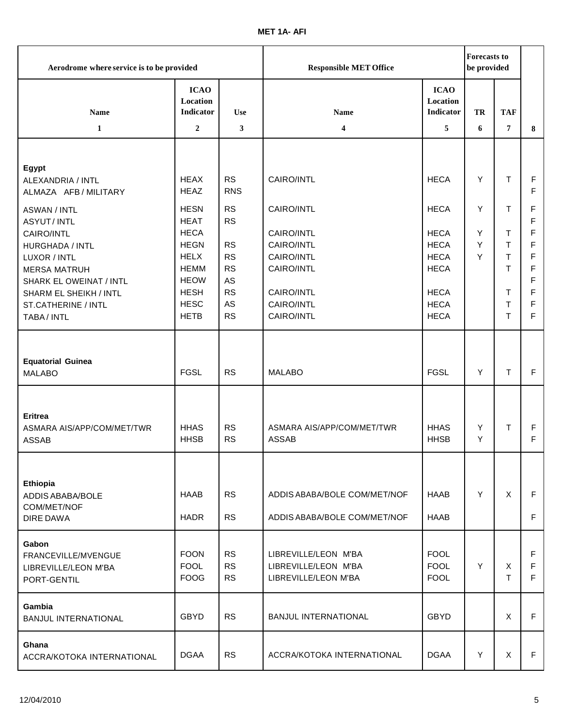**MET 1A- AFI**

| Aerodrome where service is to be provided | | | Responsible MET Office | | Forecasts to be provided | | |
|---|---|---|---|---|---|---|---|
| **Name** | **ICAO Location Indicator** | **Use** | **Name** | **ICAO Location Indicator** | **TR** | **TAF** | |
| **1** | **2** | **3** | **4** | **5** | **6** | **7** | **8** |
| **Egypt** | | | | | | | |
| ALEXANDRIA / INTL | HEAX | RS | CAIRO/INTL | HECA | Y | T | F |
| ALMAZA AFB / MILITARY | HEAZ | RNS | | | | | F |
| ASWAN / INTL | HESN | RS | CAIRO/INTL | HECA | Y | T | F |
| ASYUT / INTL | HEAT | RS | | | | | F |
| CAIRO/INTL | HECA | | CAIRO/INTL | HECA | Y | T | F |
| HURGHADA / INTL | HEGN | RS | CAIRO/INTL | HECA | Y | T | F |
| LUXOR / INTL | HELX | RS | CAIRO/INTL | HECA | Y | T | F |
| MERSA MATRUH | HEMM | RS | CAIRO/INTL | HECA | | T | F |
| SHARK EL OWEINAT / INTL | HEOW | AS | | | | | F |
| SHARM EL SHEIKH / INTL | HESH | RS | CAIRO/INTL | HECA | | T | F |
| ST.CATHERINE / INTL | HESC | AS | CAIRO/INTL | HECA | | T | F |
| TABA / INTL | HETB | RS | CAIRO/INTL | HECA | | T | F |
| **Equatorial Guinea** | | | | | | | |
| MALABO | FGSL | RS | MALABO | FGSL | Y | T | F |
| **Eritrea** | | | | | | | |
| ASMARA AIS/APP/COM/MET/TWR | HHAS | RS | ASMARA AIS/APP/COM/MET/TWR | HHAS | Y | T | F |
| ASSAB | HHSB | RS | ASSAB | HHSB | Y | | F |
| **Ethiopia** | | | | | | | |
| ADDIS ABABA/BOLE COM/MET/NOF | HAAB | RS | ADDIS ABABA/BOLE COM/MET/NOF | HAAB | Y | X | F |
| DIRE DAWA | HADR | RS | ADDIS ABABA/BOLE COM/MET/NOF | HAAB | | | F |
| **Gabon** | | | | | | | |
| FRANCEVILLE/MVENGUE | FOON | RS | LIBREVILLE/LEON M'BA | FOOL | | | F |
| LIBREVILLE/LEON M'BA | FOOL | RS | LIBREVILLE/LEON M'BA | FOOL | Y | X | F |
| PORT-GENTIL | FOOG | RS | LIBREVILLE/LEON M'BA | FOOL | | T | F |
| **Gambia** | | | | | | | |
| BANJUL INTERNATIONAL | GBYD | RS | BANJUL INTERNATIONAL | GBYD | | X | F |
| **Ghana** | | | | | | | |
| ACCRA/KOTOKA INTERNATIONAL | DGAA | RS | ACCRA/KOTOKA INTERNATIONAL | DGAA | Y | X | F |

12/04/2010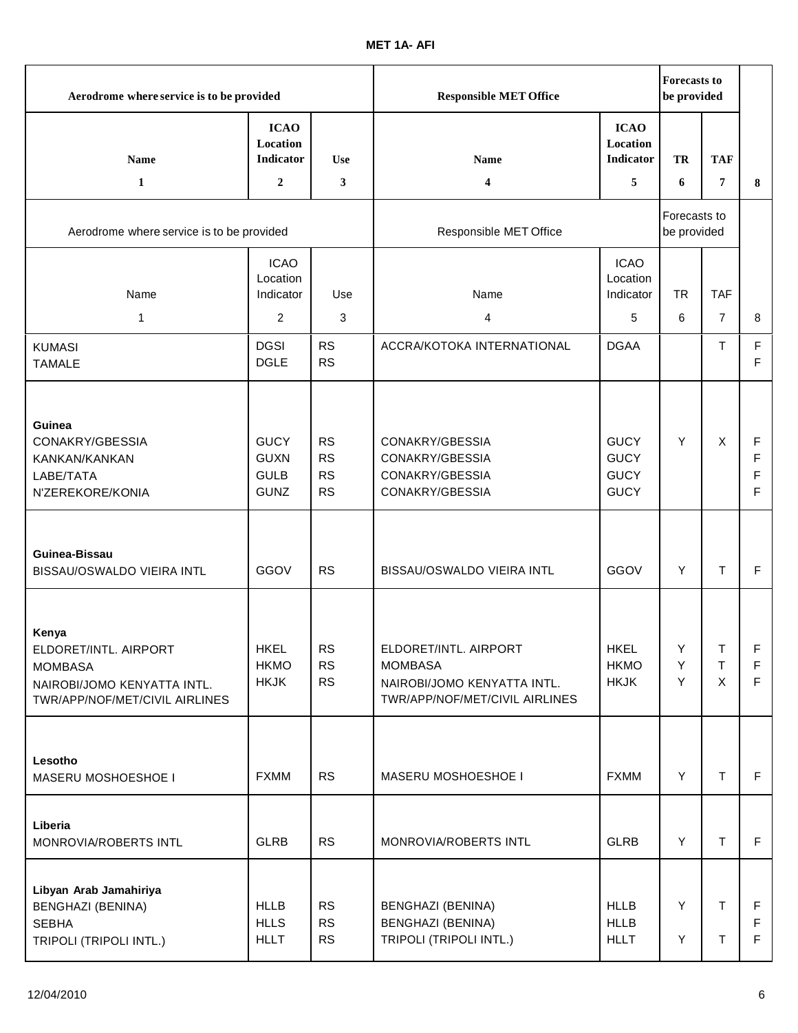**MET 1A- AFI**

| Aerodrome where service is to be provided | | | Responsible MET Office | | Forecasts to be provided | | |
|---|---|---|---|---|---|---|---|
| Name<br>1 | ICAO Location Indicator<br>2 | Use<br>3 | Name<br>4 | ICAO Location Indicator<br>5 | TR<br>6 | TAF<br>7 | 8 |
| KUMASI<br>TAMALE | DGSI<br>DGLE | RS<br>RS | ACCRA/KOTOKA INTERNATIONAL | DGAA | | T | F<br>F |
| **Guinea**<br>CONAKRY/GBESSIA<br>KANKAN/KANKAN<br>LABE/TATA<br>N'ZEREKORE/KONIA | <br>GUCY<br>GUXN<br>GULB<br>GUNZ | <br>RS<br>RS<br>RS<br>RS | <br>CONAKRY/GBESSIA<br>CONAKRY/GBESSIA<br>CONAKRY/GBESSIA<br>CONAKRY/GBESSIA | <br>GUCY<br>GUCY<br>GUCY<br>GUCY | <br>Y | <br>X | <br>F<br>F<br>F<br>F |
| **Guinea-Bissau**<br>BISSAU/OSWALDO VIEIRA INTL | <br>GGOV | <br>RS | <br>BISSAU/OSWALDO VIEIRA INTL | <br>GGOV | <br>Y | <br>T | <br>F |
| **Kenya**<br>ELDORET/INTL. AIRPORT<br>MOMBASA<br>NAIROBI/JOMO KENYATTA INTL. TWR/APP/NOF/MET/CIVIL AIRLINES | <br>HKEL<br>HKMO<br>HKJK | <br>RS<br>RS<br>RS | <br>ELDORET/INTL. AIRPORT<br>MOMBASA<br>NAIROBI/JOMO KENYATTA INTL. TWR/APP/NOF/MET/CIVIL AIRLINES | <br>HKEL<br>HKMO<br>HKJK | <br>Y<br>Y<br>Y | <br>T<br>T<br>X | <br>F<br>F<br>F |
| **Lesotho**<br>MASERU MOSHOESHOE I | <br>FXMM | <br>RS | <br>MASERU MOSHOESHOE I | <br>FXMM | <br>Y | <br>T | <br>F |
| **Liberia**<br>MONROVIA/ROBERTS INTL | <br>GLRB | <br>RS | <br>MONROVIA/ROBERTS INTL | <br>GLRB | <br>Y | <br>T | <br>F |
| **Libyan Arab Jamahiriya**<br>BENGHAZI (BENINA)<br>SEBHA<br>TRIPOLI (TRIPOLI INTL.) | <br>HLLB<br>HLLS<br>HLLT | <br>RS<br>RS<br>RS | <br>BENGHAZI (BENINA)<br>BENGHAZI (BENINA)<br>TRIPOLI (TRIPOLI INTL.) | <br>HLLB<br>HLLB<br>HLLT | <br>Y<br><br>Y | <br>T<br><br>T | <br>F<br>F<br>F |

12/04/2010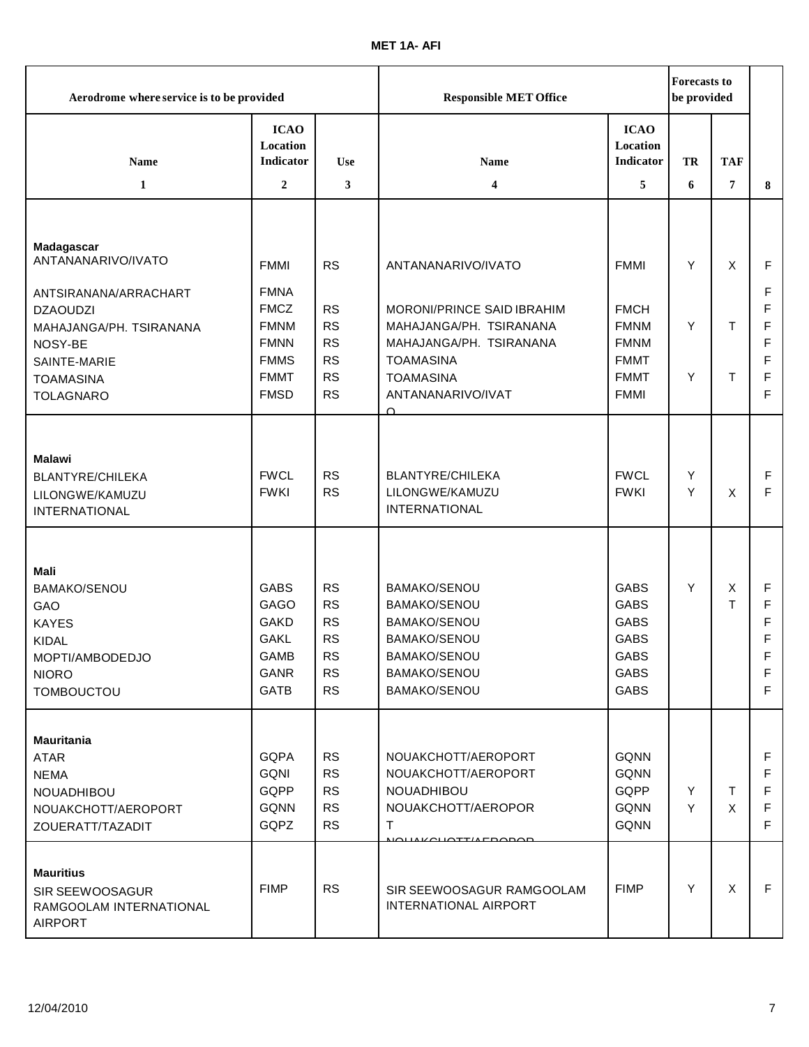**MET 1A- AFI**

| Aerodrome where service is to be provided | | | Responsible MET Office | | Forecasts to be provided | | |
|---|---|---|---|---|---|---|---|
| Name | ICAO Location Indicator | Use | Name | ICAO Location Indicator | TR | TAF | |
| 1 | 2 | 3 | 4 | 5 | 6 | 7 | 8 |
| **Madagascar** | | | | | | | |
| ANTANANARIVO/IVATO | FMMI | RS | ANTANANARIVO/IVATO | FMMI | Y | X | F |
| ANTSIRANANA/ARRACHART | FMNA | | | | | | F |
| DZAOUDZI | FMCZ | RS | MORONI/PRINCE SAID IBRAHIM | FMCH | | | F |
| MAHAJANGA/PH. TSIRANANA | FMNM | RS | MAHAJANGA/PH. TSIRANANA | FMNM | Y | T | F |
| NOSY-BE | FMNN | RS | MAHAJANGA/PH. TSIRANANA | FMNM | | | F |
| SAINTE-MARIE | FMMS | RS | TOAMASINA | FMMT | | | F |
| TOAMASINA | FMMT | RS | TOAMASINA | FMMT | Y | T | F |
| TOLAGNARO | FMSD | RS | ANTANANARIVO/IVATO | FMMI | | | F |
| **Malawi** | | | | | | | |
| BLANTYRE/CHILEKA | FWCL | RS | BLANTYRE/CHILEKA | FWCL | Y | | F |
| LILONGWE/KAMUZU INTERNATIONAL | FWKI | RS | LILONGWE/KAMUZU INTERNATIONAL | FWKI | Y | X | F |
| **Mali** | | | | | | | |
| BAMAKO/SENOU | GABS | RS | BAMAKO/SENOU | GABS | Y | X | F |
| GAO | GAGO | RS | BAMAKO/SENOU | GABS | | T | F |
| KAYES | GAKD | RS | BAMAKO/SENOU | GABS | | | F |
| KIDAL | GAKL | RS | BAMAKO/SENOU | GABS | | | F |
| MOPTI/AMBODEDJO | GAMB | RS | BAMAKO/SENOU | GABS | | | F |
| NIORO | GANR | RS | BAMAKO/SENOU | GABS | | | F |
| TOMBOUCTOU | GATB | RS | BAMAKO/SENOU | GABS | | | F |
| **Mauritania** | | | | | | | |
| ATAR | GQPA | RS | NOUAKCHOTT/AEROPORT | GQNN | | | F |
| NEMA | GQNI | RS | NOUAKCHOTT/AEROPORT | GQNN | | | F |
| NOUADHIBOU | GQPP | RS | NOUADHIBOU | GQPP | Y | T | F |
| NOUAKCHOTT/AEROPORT | GQNN | RS | NOUAKCHOTT/AEROPORT | GQNN | Y | X | F |
| ZOUERATT/TAZADIT | GQPZ | RS | NOUAKCHOTT/AEROPORT | GQNN | | | F |
| **Mauritius** | | | | | | | |
| SIR SEEWOOSAGUR RAMGOOLAM INTERNATIONAL AIRPORT | FIMP | RS | SIR SEEWOOSAGUR RAMGOOLAM INTERNATIONAL AIRPORT | FIMP | Y | X | F |

12/04/2010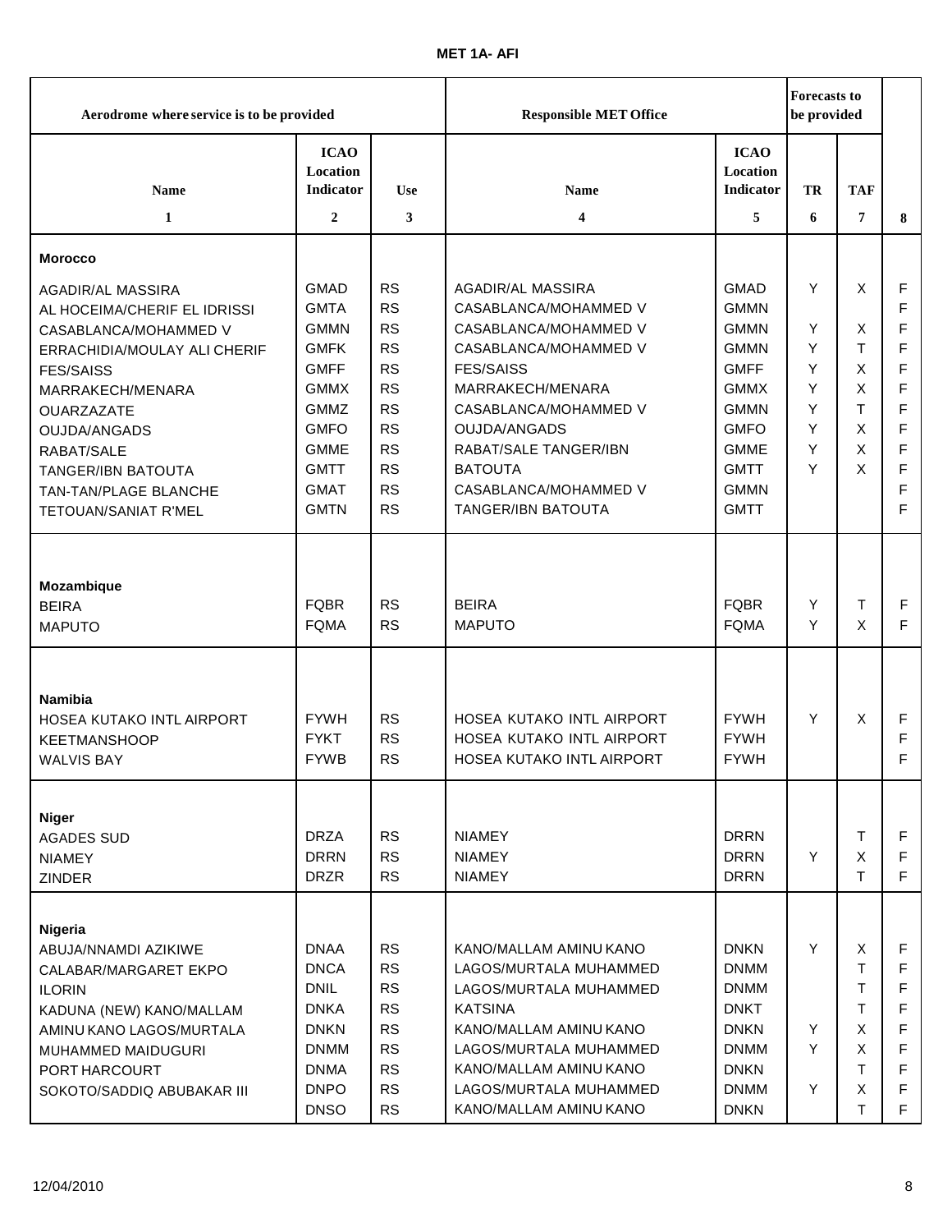**MET 1A- AFI**

| Aerodrome where service is to be provided | | | Responsible MET Office | | Forecasts to be provided | | |
|---|---|---|---|---|---|---|---|
| Name | ICAO Location Indicator | Use | Name | ICAO Location Indicator | TR | TAF | |
| 1 | 2 | 3 | 4 | 5 | 6 | 7 | 8 |
| **Morocco** | | | | | | | |
| AGADIR/AL MASSIRA | GMAD | RS | AGADIR/AL MASSIRA | GMAD | Y | X | F |
| AL HOCEIMA/CHERIF EL IDRISSI | GMTA | RS | CASABLANCA/MOHAMMED V | GMMN | | | F |
| CASABLANCA/MOHAMMED V | GMMN | RS | CASABLANCA/MOHAMMED V | GMMN | Y | X | F |
| ERRACHIDIA/MOULAY ALI CHERIF | GMFK | RS | CASABLANCA/MOHAMMED V | GMMN | Y | T | F |
| FES/SAISS | GMFF | RS | FES/SAISS | GMFF | Y | X | F |
| MARRAKECH/MENARA | GMMX | RS | MARRAKECH/MENARA | GMMX | Y | X | F |
| OUARZAZATE | GMMZ | RS | CASABLANCA/MOHAMMED V | GMMN | Y | T | F |
| OUJDA/ANGADS | GMFO | RS | OUJDA/ANGADS | GMFO | Y | X | F |
| RABAT/SALE | GMME | RS | RABAT/SALE TANGER/IBN | GMME | Y | X | F |
| TANGER/IBN BATOUTA | GMTT | RS | BATOUTA | GMTT | Y | X | F |
| TAN-TAN/PLAGE BLANCHE | GMAT | RS | CASABLANCA/MOHAMMED V | GMMN | | | F |
| TETOUAN/SANIAT R'MEL | GMTN | RS | TANGER/IBN BATOUTA | GMTT | | | F |
| **Mozambique** | | | | | | | |
| BEIRA | FQBR | RS | BEIRA | FQBR | Y | T | F |
| MAPUTO | FQMA | RS | MAPUTO | FQMA | Y | X | F |
| **Namibia** | | | | | | | |
| HOSEA KUTAKO INTL AIRPORT | FYWH | RS | HOSEA KUTAKO INTL AIRPORT | FYWH | Y | X | F |
| KEETMANSHOOP | FYKT | RS | HOSEA KUTAKO INTL AIRPORT | FYWH | | | F |
| WALVIS BAY | FYWB | RS | HOSEA KUTAKO INTL AIRPORT | FYWH | | | F |
| **Niger** | | | | | | | |
| AGADES SUD | DRZA | RS | NIAMEY | DRRN | | T | F |
| NIAMEY | DRRN | RS | NIAMEY | DRRN | Y | X | F |
| ZINDER | DRZR | RS | NIAMEY | DRRN | | T | F |
| **Nigeria** | | | | | | | |
| ABUJA/NNAMDI AZIKIWE | DNAA | RS | KANO/MALLAM AMINU KANO | DNKN | Y | X | F |
| CALABAR/MARGARET EKPO | DNCA | RS | LAGOS/MURTALA MUHAMMED | DNMM | | T | F |
| ILORIN | DNIL | RS | LAGOS/MURTALA MUHAMMED | DNMM | | T | F |
| KADUNA (NEW) KANO/MALLAM | DNKA | RS | KATSINA | DNKT | | T | F |
| AMINU KANO LAGOS/MURTALA | DNKN | RS | KANO/MALLAM AMINU KANO | DNKN | Y | X | F |
| MUHAMMED MAIDUGURI | DNMM | RS | LAGOS/MURTALA MUHAMMED | DNMM | Y | X | F |
| PORT HARCOURT | DNMA | RS | KANO/MALLAM AMINU KANO | DNKN | | T | F |
| SOKOTO/SADDIQ ABUBAKAR III | DNPO | RS | LAGOS/MURTALA MUHAMMED | DNMM | Y | X | F |
| | DNSO | RS | KANO/MALLAM AMINU KANO | DNKN | | T | F |

12/04/2010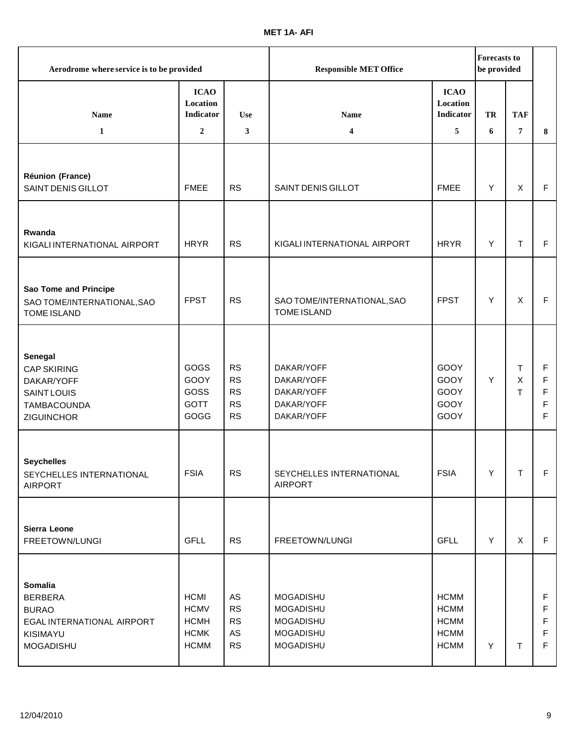**MET 1A- AFI**

| Aerodrome where service is to be provided | | | Responsible MET Office | | Forecasts to be provided | | |
|---|---|---|---|---|---|---|---|
| Name | ICAO Location Indicator | Use | Name | ICAO Location Indicator | TR | TAF | |
| 1 | 2 | 3 | 4 | 5 | 6 | 7 | 8 |
| **Réunion (France)** | | | | | | | |
| SAINT DENIS GILLOT | FMEE | RS | SAINT DENIS GILLOT | FMEE | Y | X | F |
| **Rwanda** | | | | | | | |
| KIGALI INTERNATIONAL AIRPORT | HRYR | RS | KIGALI INTERNATIONAL AIRPORT | HRYR | Y | T | F |
| **Sao Tome and Principe** | | | | | | | |
| SAO TOME/INTERNATIONAL,SAO TOME ISLAND | FPST | RS | SAO TOME/INTERNATIONAL,SAO TOME ISLAND | FPST | Y | X | F |
| **Senegal** | | | | | | | |
| CAP SKIRING | GOGS | RS | DAKAR/YOFF | GOOY | | T | F |
| DAKAR/YOFF | GOOY | RS | DAKAR/YOFF | GOOY | Y | X | F |
| SAINT LOUIS | GOSS | RS | DAKAR/YOFF | GOOY | | T | F |
| TAMBACOUNDA | GOTT | RS | DAKAR/YOFF | GOOY | | | F |
| ZIGUINCHOR | GOGG | RS | DAKAR/YOFF | GOOY | | | F |
| **Seychelles** | | | | | | | |
| SEYCHELLES INTERNATIONAL AIRPORT | FSIA | RS | SEYCHELLES INTERNATIONAL AIRPORT | FSIA | Y | T | F |
| **Sierra Leone** | | | | | | | |
| FREETOWN/LUNGI | GFLL | RS | FREETOWN/LUNGI | GFLL | Y | X | F |
| **Somalia** | | | | | | | |
| BERBERA | HCMI | AS | MOGADISHU | HCMM | | | F |
| BURAO | HCMV | RS | MOGADISHU | HCMM | | | F |
| EGAL INTERNATIONAL AIRPORT | HCMH | RS | MOGADISHU | HCMM | | | F |
| KISIMAYU | HCMK | AS | MOGADISHU | HCMM | | | F |
| MOGADISHU | HCMM | RS | MOGADISHU | HCMM | Y | T | F |

12/04/2010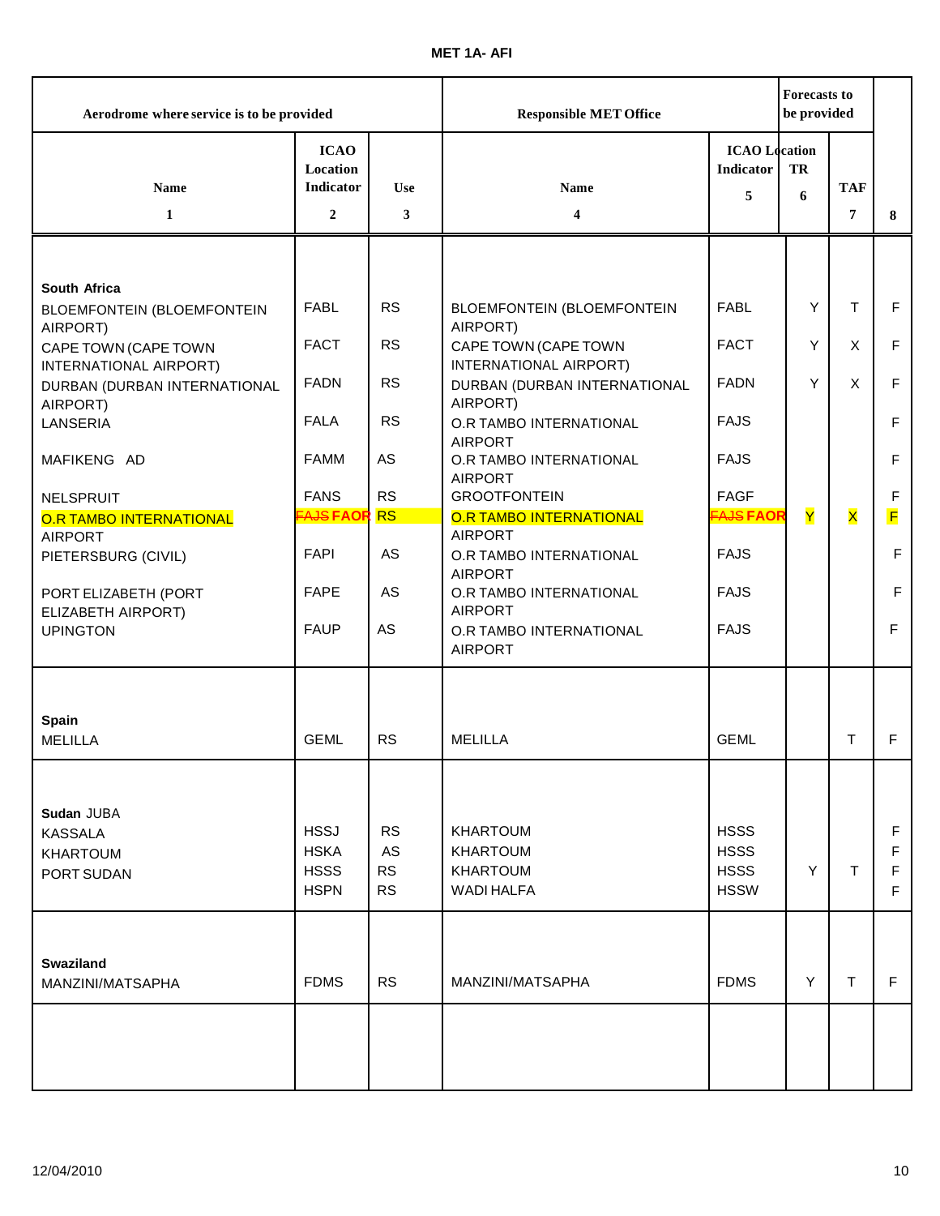**MET 1A- AFI**

| Aerodrome where service is to be provided | | | Responsible MET Office | | Forecasts to be provided | | |
|---|---|---|---|---|---|---|---|
| Name<br>1 | ICAO Location Indicator<br>2 | Use<br>3 | Name<br>4 | ICAO Location Indicator<br>5 | TR<br>6 | TAF<br>7 | 8 |
| **South Africa** | | | | | | | |
| BLOEMFONTEIN (BLOEMFONTEIN AIRPORT) | FABL | RS | BLOEMFONTEIN (BLOEMFONTEIN AIRPORT) | FABL | Y | T | F |
| CAPE TOWN (CAPE TOWN INTERNATIONAL AIRPORT) | FACT | RS | CAPE TOWN (CAPE TOWN INTERNATIONAL AIRPORT) | FACT | Y | X | F |
| DURBAN (DURBAN INTERNATIONAL AIRPORT) | FADN | RS | DURBAN (DURBAN INTERNATIONAL AIRPORT) | FADN | Y | X | F |
| LANSERIA | FALA | RS | O.R TAMBO INTERNATIONAL AIRPORT | FAJS | | | F |
| MAFIKENG AD | FAMM | AS | O.R TAMBO INTERNATIONAL AIRPORT | FAJS | | | F |
| NELSPRUIT | FANS | RS | GROOTFONTEIN | FAGF | | | F |
| O.R TAMBO INTERNATIONAL AIRPORT | ~~FAJS~~ FAOR | RS | O.R TAMBO INTERNATIONAL AIRPORT | ~~FAJS~~ FAOR | Y | X | F |
| PIETERSBURG (CIVIL) | FAPI | AS | O.R TAMBO INTERNATIONAL AIRPORT | FAJS | | | F |
| PORT ELIZABETH (PORT ELIZABETH AIRPORT) | FAPE | AS | O.R TAMBO INTERNATIONAL AIRPORT | FAJS | | | F |
| UPINGTON | FAUP | AS | O.R TAMBO INTERNATIONAL AIRPORT | FAJS | | | F |
| **Spain** | | | | | | | |
| MELILLA | GEML | RS | MELILLA | GEML | | T | F |
| **Sudan** JUBA | HSSJ | RS | KHARTOUM | HSSS | | | F |
| KASSALA | HSKA | AS | KHARTOUM | HSSS | | | F |
| KHARTOUM | HSSS | RS | KHARTOUM | HSSS | Y | T | F |
| PORT SUDAN | HSPN | RS | WADI HALFA | HSSW | | | F |
| **Swaziland** | | | | | | | |
| MANZINI/MATSAPHA | FDMS | RS | MANZINI/MATSAPHA | FDMS | Y | T | F |

12/04/2010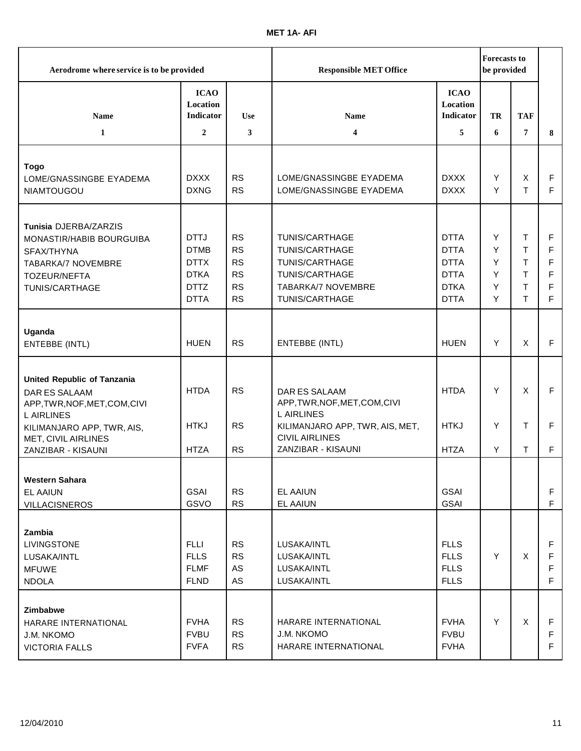**MET 1A- AFI**

| Aerodrome where service is to be provided | | | Responsible MET Office | | Forecasts to be provided | | |
|---|---|---|---|---|---|---|---|
| Name | ICAO Location Indicator | Use | Name | ICAO Location Indicator | TR | TAF | |
| 1 | 2 | 3 | 4 | 5 | 6 | 7 | 8 |
| **Togo** | | | | | | | |
| LOME/GNASSINGBE EYADEMA | DXXX | RS | LOME/GNASSINGBE EYADEMA | DXXX | Y | X | F |
| NIAMTOUGOU | DXNG | RS | LOME/GNASSINGBE EYADEMA | DXXX | Y | T | F |
| **Tunisia** DJERBA/ZARZIS | | | | | | | |
| MONASTIR/HABIB BOURGUIBA | DTTJ | RS | TUNIS/CARTHAGE | DTTA | Y | T | F |
| SFAX/THYNA | DTMB | RS | TUNIS/CARTHAGE | DTTA | Y | T | F |
| TABARKA/7 NOVEMBRE | DTTX | RS | TUNIS/CARTHAGE | DTTA | Y | T | F |
| TOZEUR/NEFTA | DTKA | RS | TUNIS/CARTHAGE | DTTA | Y | T | F |
| TUNIS/CARTHAGE | DTTZ | RS | TABARKA/7 NOVEMBRE | DTKA | Y | T | F |
| | DTTA | RS | TUNIS/CARTHAGE | DTTA | Y | T | F |
| **Uganda** | | | | | | | |
| ENTEBBE (INTL) | HUEN | RS | ENTEBBE (INTL) | HUEN | Y | X | F |
| **United Republic of Tanzania** | | | | | | | |
| DAR ES SALAAM APP,TWR,NOF,MET,COM,CIVI L AIRLINES | HTDA | RS | DAR ES SALAAM APP,TWR,NOF,MET,COM,CIVI L AIRLINES | HTDA | Y | X | F |
| KILIMANJARO APP, TWR, AIS, MET, CIVIL AIRLINES | HTKJ | RS | KILIMANJARO APP, TWR, AIS, MET, CIVIL AIRLINES | HTKJ | Y | T | F |
| ZANZIBAR - KISAUNI | HTZA | RS | ZANZIBAR - KISAUNI | HTZA | Y | T | F |
| **Western Sahara** | | | | | | | |
| EL AAIUN | GSAI | RS | EL AAIUN | GSAI | | | F |
| VILLACISNEROS | GSVO | RS | EL AAIUN | GSAI | | | F |
| **Zambia** | | | | | | | |
| LIVINGSTONE | FLLI | RS | LUSAKA/INTL | FLLS | | | F |
| LUSAKA/INTL | FLLS | RS | LUSAKA/INTL | FLLS | Y | X | F |
| MFUWE | FLMF | AS | LUSAKA/INTL | FLLS | | | F |
| NDOLA | FLND | AS | LUSAKA/INTL | FLLS | | | F |
| **Zimbabwe** | | | | | | | |
| HARARE INTERNATIONAL | FVHA | RS | HARARE INTERNATIONAL | FVHA | Y | X | F |
| J.M. NKOMO | FVBU | RS | J.M. NKOMO | FVBU | | | F |
| VICTORIA FALLS | FVFA | RS | HARARE INTERNATIONAL | FVHA | | | F |

12/04/2010